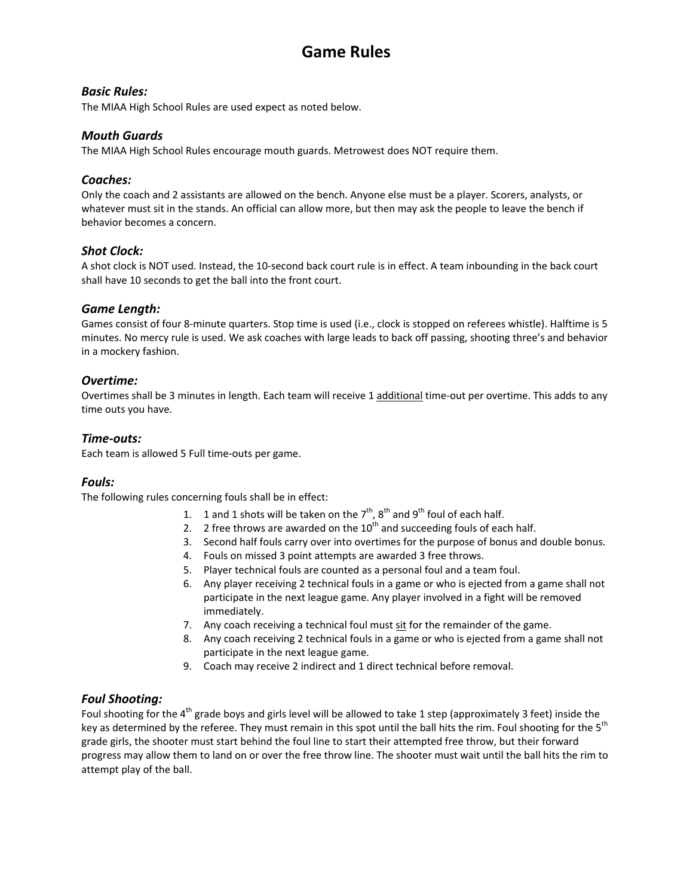# Game Rules

### *Basic Rules:*

The MIAA High School Rules are used expect as noted below.

### *Mouth Guards*

The MIAA High School Rules encourage mouth guards. Metrowest does NOT require them.

### *Coaches:*

Only the coach and 2 assistants are allowed on the bench. Anyone else must be a player. Scorers, analysts, or whatever must sit in the stands. An official can allow more, but then may ask the people to leave the bench if behavior becomes a concern.

### *Shot Clock:*

A shot clock is NOT used. Instead, the 10-second back court rule is in effect. A team inbounding in the back court shall have 10 seconds to get the ball into the front court.

### *Game Length:*

Games consist of four 8-minute quarters. Stop time is used (i.e., clock is stopped on referees whistle). Halftime is 5 minutes. No mercy rule is used. We ask coaches with large leads to back off passing, shooting three's and behavior in a mockery fashion.

### *Overtime:*

Overtimes shall be 3 minutes in length. Each team will receive 1 additional time-out per overtime. This adds to any time outs you have.

### *Time-outs:*

Each team is allowed 5 Full time-outs per game.

### *Fouls:*

The following rules concerning fouls shall be in effect:

1. 1 and 1 shots will be taken on the 7th, 8th and 9th foul of each half.
2. 2 free throws are awarded on the 10th and succeeding fouls of each half.
3. Second half fouls carry over into overtimes for the purpose of bonus and double bonus.
4. Fouls on missed 3 point attempts are awarded 3 free throws.
5. Player technical fouls are counted as a personal foul and a team foul.
6. Any player receiving 2 technical fouls in a game or who is ejected from a game shall not participate in the next league game. Any player involved in a fight will be removed immediately.
7. Any coach receiving a technical foul must sit for the remainder of the game.
8. Any coach receiving 2 technical fouls in a game or who is ejected from a game shall not participate in the next league game.
9. Coach may receive 2 indirect and 1 direct technical before removal.

### *Foul Shooting:*

Foul shooting for the 4th grade boys and girls level will be allowed to take 1 step (approximately 3 feet) inside the key as determined by the referee. They must remain in this spot until the ball hits the rim. Foul shooting for the 5th grade girls, the shooter must start behind the foul line to start their attempted free throw, but their forward progress may allow them to land on or over the free throw line. The shooter must wait until the ball hits the rim to attempt play of the ball.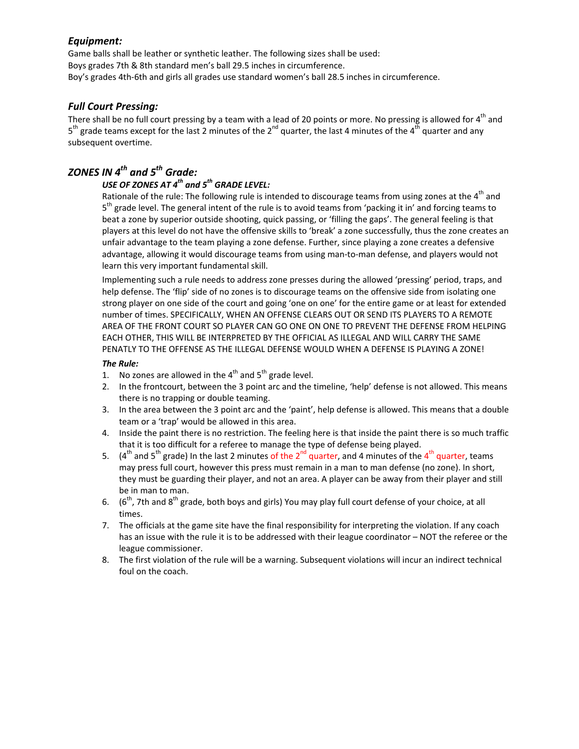### *Equipment:*

Game balls shall be leather or synthetic leather. The following sizes shall be used:
Boys grades 7th & 8th standard men's ball 29.5 inches in circumference.
Boy's grades 4th-6th and girls all grades use standard women's ball 28.5 inches in circumference.

### *Full Court Pressing:*

There shall be no full court pressing by a team with a lead of 20 points or more. No pressing is allowed for 4th and 5th grade teams except for the last 2 minutes of the 2nd quarter, the last 4 minutes of the 4th quarter and any subsequent overtime.

### *ZONES IN 4th and 5th Grade:*

#### *USE OF ZONES AT 4th and 5th GRADE LEVEL:*

Rationale of the rule: The following rule is intended to discourage teams from using zones at the 4th and 5th grade level. The general intent of the rule is to avoid teams from 'packing it in' and forcing teams to beat a zone by superior outside shooting, quick passing, or 'filling the gaps'. The general feeling is that players at this level do not have the offensive skills to 'break' a zone successfully, thus the zone creates an unfair advantage to the team playing a zone defense. Further, since playing a zone creates a defensive advantage, allowing it would discourage teams from using man-to-man defense, and players would not learn this very important fundamental skill.

Implementing such a rule needs to address zone presses during the allowed 'pressing' period, traps, and help defense. The 'flip' side of no zones is to discourage teams on the offensive side from isolating one strong player on one side of the court and going 'one on one' for the entire game or at least for extended number of times. SPECIFICALLY, WHEN AN OFFENSE CLEARS OUT OR SEND ITS PLAYERS TO A REMOTE AREA OF THE FRONT COURT SO PLAYER CAN GO ONE ON ONE TO PREVENT THE DEFENSE FROM HELPING EACH OTHER, THIS WILL BE INTERPRETED BY THE OFFICIAL AS ILLEGAL AND WILL CARRY THE SAME PENATLY TO THE OFFENSE AS THE ILLEGAL DEFENSE WOULD WHEN A DEFENSE IS PLAYING A ZONE!

***The Rule:***

1. No zones are allowed in the 4th and 5th grade level.
2. In the frontcourt, between the 3 point arc and the timeline, 'help' defense is not allowed. This means there is no trapping or double teaming.
3. In the area between the 3 point arc and the 'paint', help defense is allowed. This means that a double team or a 'trap' would be allowed in this area.
4. Inside the paint there is no restriction. The feeling here is that inside the paint there is so much traffic that it is too difficult for a referee to manage the type of defense being played.
5. (4th and 5th grade) In the last 2 minutes of the 2nd quarter, and 4 minutes of the 4th quarter, teams may press full court, however this press must remain in a man to man defense (no zone). In short, they must be guarding their player, and not an area. A player can be away from their player and still be in man to man.
6. (6th, 7th and 8th grade, both boys and girls) You may play full court defense of your choice, at all times.
7. The officials at the game site have the final responsibility for interpreting the violation. If any coach has an issue with the rule it is to be addressed with their league coordinator – NOT the referee or the league commissioner.
8. The first violation of the rule will be a warning. Subsequent violations will incur an indirect technical foul on the coach.